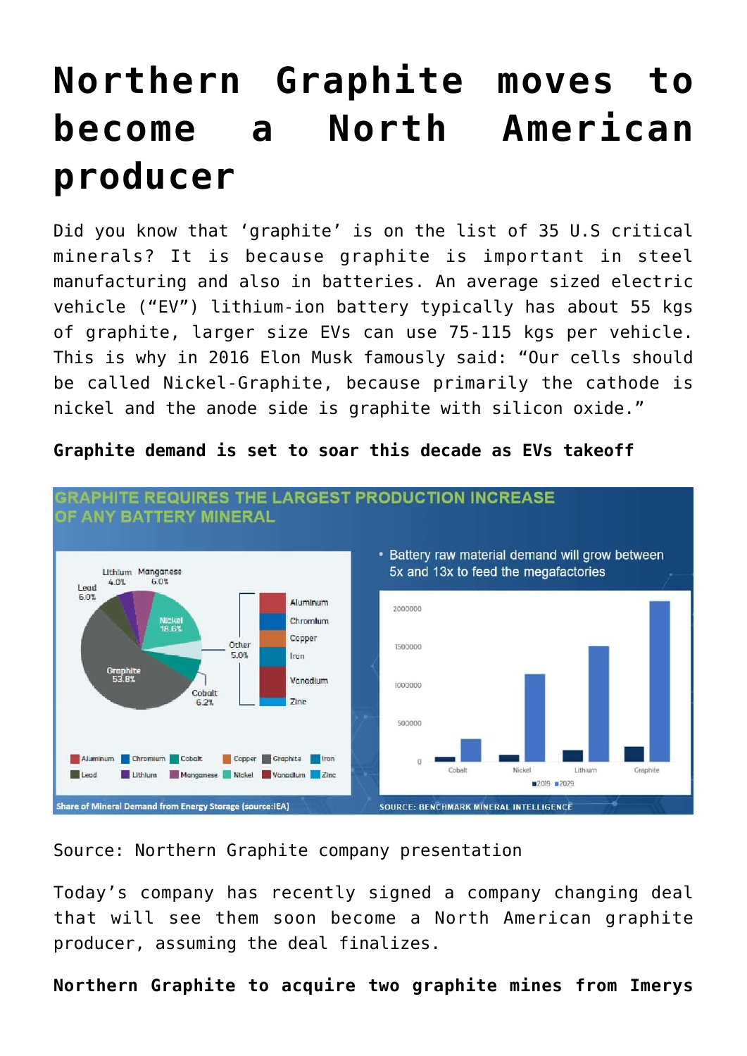# Northern Graphite moves to become a North American producer

Did you know that 'graphite' is on the list of 35 U.S critical minerals? It is because graphite is important in steel manufacturing and also in batteries. An average sized electric vehicle ("EV") lithium-ion battery typically has about 55 kgs of graphite, larger size EVs can use 75-115 kgs per vehicle. This is why in 2016 Elon Musk famously said: "Our cells should be called Nickel-Graphite, because primarily the cathode is nickel and the anode side is graphite with silicon oxide."

**Graphite demand is set to soar this decade as EVs takeoff**

Source: Northern Graphite company presentation

Today's company has recently signed a company changing deal that will see them soon become a North American graphite producer, assuming the deal finalizes.

**Northern Graphite to acquire two graphite mines from Imerys**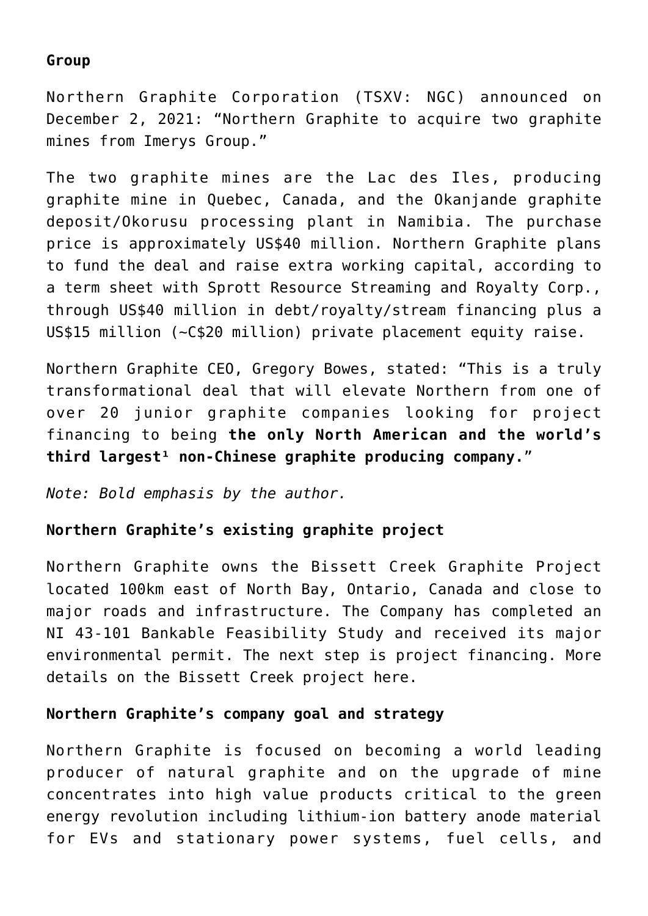**Group**

Northern Graphite Corporation (TSXV: NGC) announced on December 2, 2021: "Northern Graphite to acquire two graphite mines from Imerys Group."

The two graphite mines are the Lac des Iles, producing graphite mine in Quebec, Canada, and the Okanjande graphite deposit/Okorusu processing plant in Namibia. The purchase price is approximately US$40 million. Northern Graphite plans to fund the deal and raise extra working capital, according to a term sheet with Sprott Resource Streaming and Royalty Corp., through US$40 million in debt/royalty/stream financing plus a US$15 million (~C$20 million) private placement equity raise.

Northern Graphite CEO, Gregory Bowes, stated: "This is a truly transformational deal that will elevate Northern from one of over 20 junior graphite companies looking for project financing to being **the only North American and the world's third largest[1] non-Chinese graphite producing company.**"

*Note: Bold emphasis by the author.*

**Northern Graphite's existing graphite project**

Northern Graphite owns the Bissett Creek Graphite Project located 100km east of North Bay, Ontario, Canada and close to major roads and infrastructure. The Company has completed an NI 43-101 Bankable Feasibility Study and received its major environmental permit. The next step is project financing. More details on the Bissett Creek project here.

**Northern Graphite's company goal and strategy**

Northern Graphite is focused on becoming a world leading producer of natural graphite and on the upgrade of mine concentrates into high value products critical to the green energy revolution including lithium-ion battery anode material for EVs and stationary power systems, fuel cells, and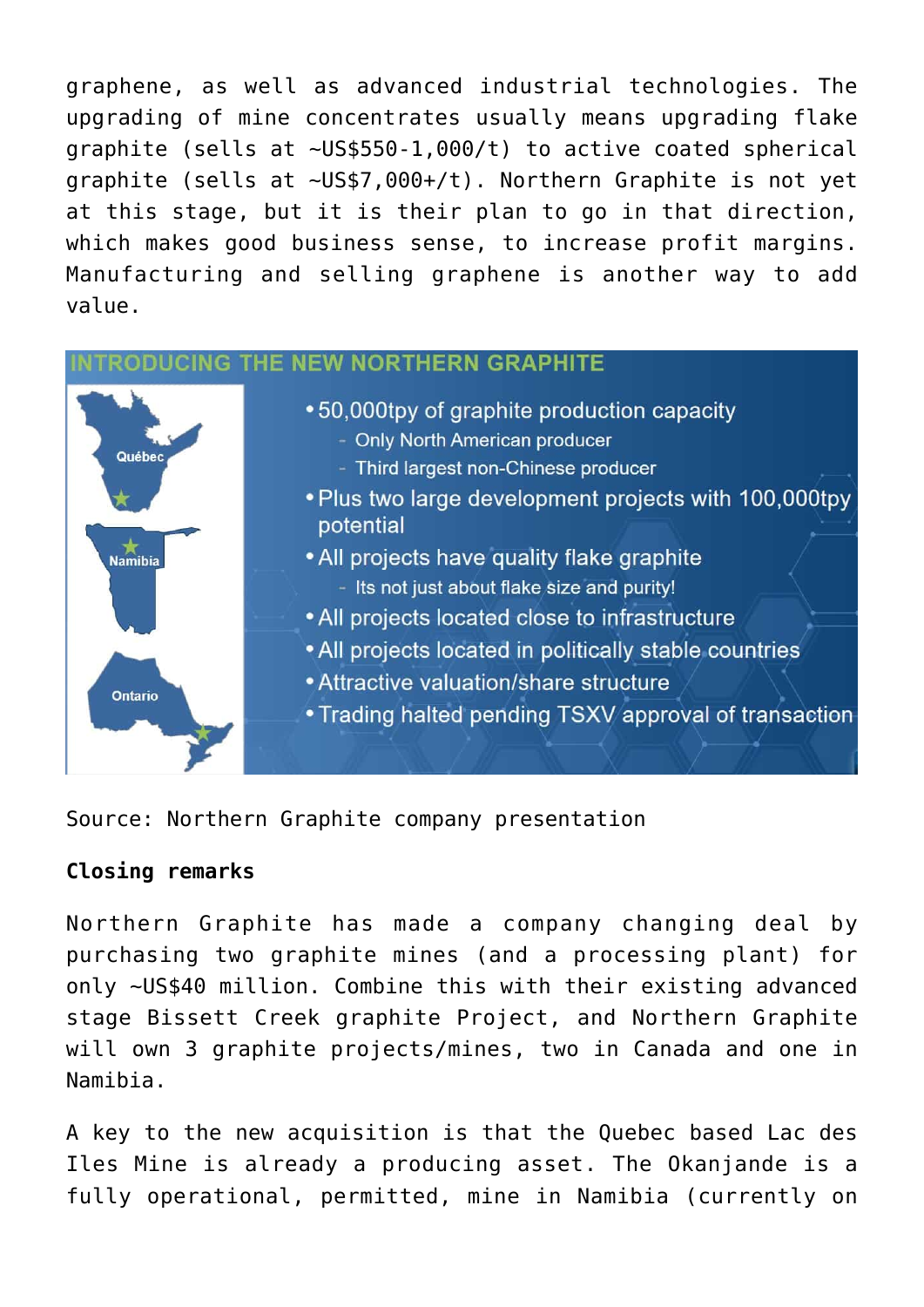graphene, as well as advanced industrial technologies. The upgrading of mine concentrates usually means upgrading flake graphite (sells at ~US$550-1,000/t) to active coated spherical graphite (sells at ~US$7,000+/t). Northern Graphite is not yet at this stage, but it is their plan to go in that direction, which makes good business sense, to increase profit margins. Manufacturing and selling graphene is another way to add value.

**INTRODUCING THE NEW NORTHERN GRAPHITE**

Québec

Namibia

Ontario

- 50,000tpy of graphite production capacity
  - Only North American producer
  - Third largest non-Chinese producer
- Plus two large development projects with 100,000tpy potential
- All projects have quality flake graphite
  - Its not just about flake size and purity!
- All projects located close to infrastructure
- All projects located in politically stable countries
- Attractive valuation/share structure
- Trading halted pending TSXV approval of transaction

Source: Northern Graphite company presentation

**Closing remarks**

Northern Graphite has made a company changing deal by purchasing two graphite mines (and a processing plant) for only ~US$40 million. Combine this with their existing advanced stage Bissett Creek graphite Project, and Northern Graphite will own 3 graphite projects/mines, two in Canada and one in Namibia.

A key to the new acquisition is that the Quebec based Lac des Iles Mine is already a producing asset. The Okanjande is a fully operational, permitted, mine in Namibia (currently on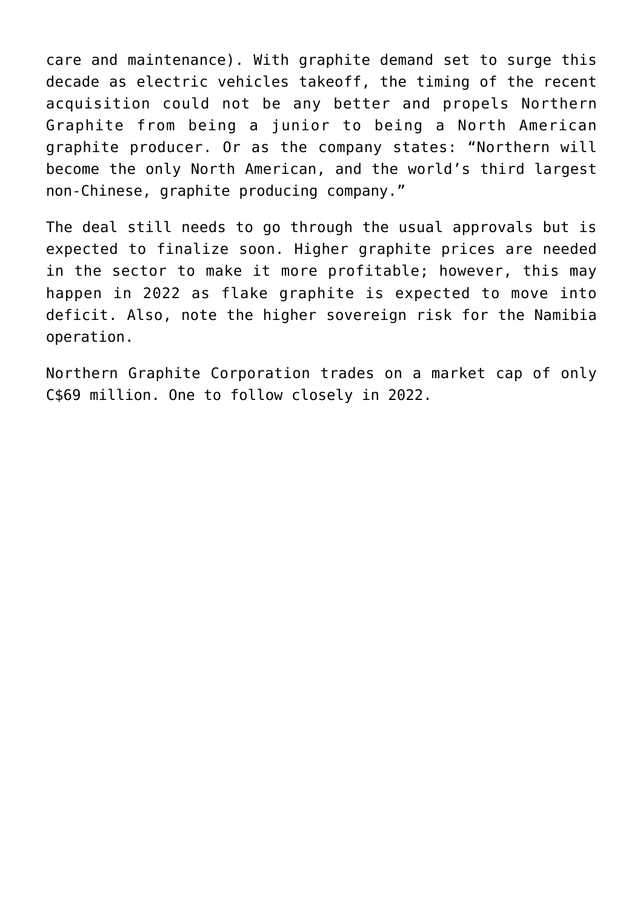care and maintenance). With graphite demand set to surge this decade as electric vehicles takeoff, the timing of the recent acquisition could not be any better and propels Northern Graphite from being a junior to being a North American graphite producer. Or as the company states: "Northern will become the only North American, and the world's third largest non-Chinese, graphite producing company."

The deal still needs to go through the usual approvals but is expected to finalize soon. Higher graphite prices are needed in the sector to make it more profitable; however, this may happen in 2022 as flake graphite is expected to move into deficit. Also, note the higher sovereign risk for the Namibia operation.

Northern Graphite Corporation trades on a market cap of only C$69 million. One to follow closely in 2022.